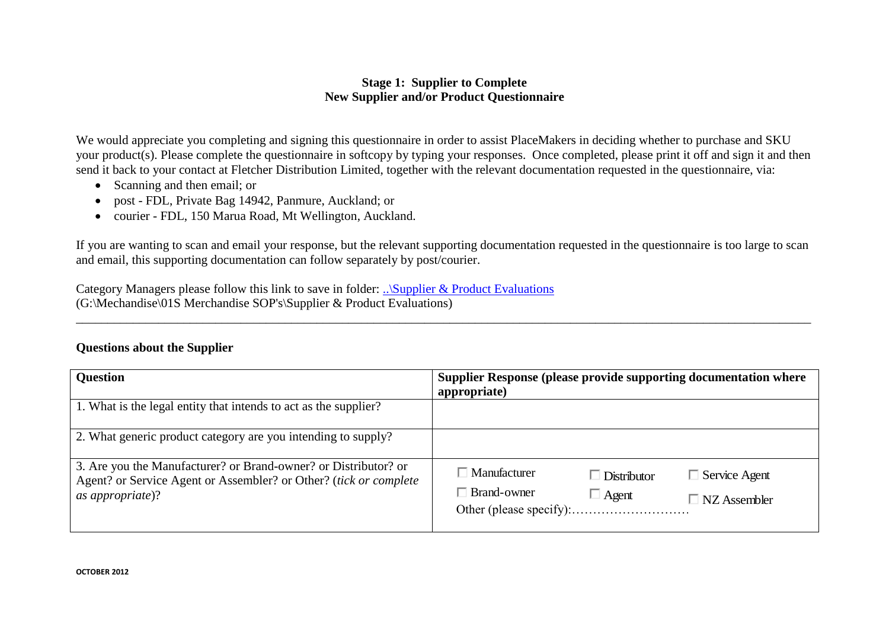**Stage 1: Supplier to Complete**
**New Supplier and/or Product Questionnaire**

We would appreciate you completing and signing this questionnaire in order to assist PlaceMakers in deciding whether to purchase and SKU your product(s). Please complete the questionnaire in softcopy by typing your responses. Once completed, please print it off and sign it and then send it back to your contact at Fletcher Distribution Limited, together with the relevant documentation requested in the questionnaire, via:

- Scanning and then email; or
- post - FDL, Private Bag 14942, Panmure, Auckland; or
- courier - FDL, 150 Marua Road, Mt Wellington, Auckland.

If you are wanting to scan and email your response, but the relevant supporting documentation requested in the questionnaire is too large to scan and email, this supporting documentation can follow separately by post/courier.

Category Managers please follow this link to save in folder: [..\Supplier & Product Evaluations](..\Supplier & Product Evaluations)
(G:\Mechandise\01S Merchandise SOP's\Supplier & Product Evaluations)

---

**Questions about the Supplier**

| Question | Supplier Response (please provide supporting documentation where appropriate) |
|---|---|
| 1. What is the legal entity that intends to act as the supplier? | |
| 2. What generic product category are you intending to supply? | |
| 3. Are you the Manufacturer? or Brand-owner? or Distributor? or Agent? or Service Agent or Assembler? or Other? (*tick or complete as appropriate*)? | ☐ Manufacturer ☐ Distributor ☐ Service Agent<br>☐ Brand-owner ☐ Agent ☐ NZ Assembler<br>Other (please specify):………………………… |

**OCTOBER 2012**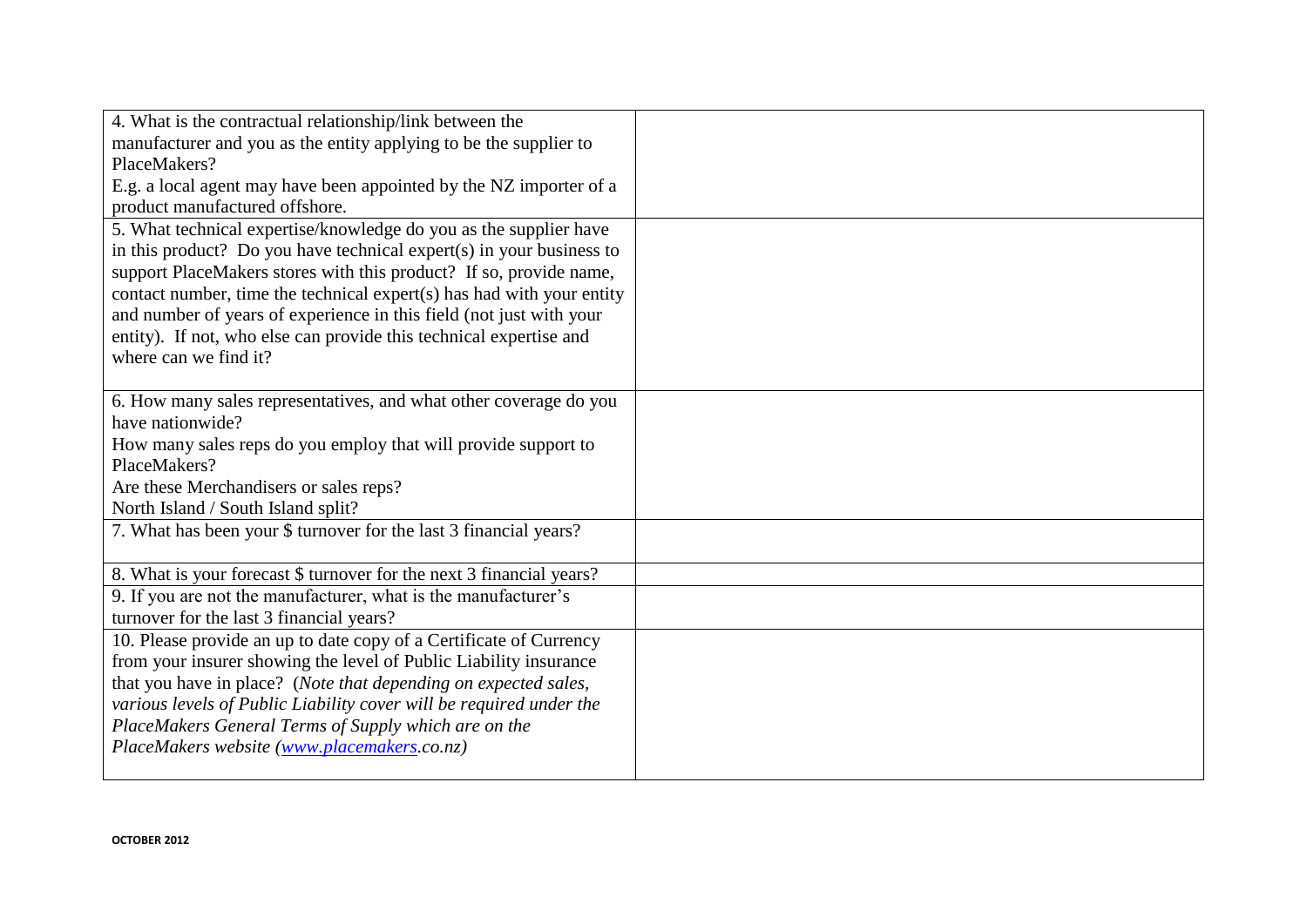| | |
|---|---|
| 4. What is the contractual relationship/link between the manufacturer and you as the entity applying to be the supplier to PlaceMakers?<br>E.g. a local agent may have been appointed by the NZ importer of a product manufactured offshore. | |
| 5. What technical expertise/knowledge do you as the supplier have in this product? Do you have technical expert(s) in your business to support PlaceMakers stores with this product? If so, provide name, contact number, time the technical expert(s) has had with your entity and number of years of experience in this field (not just with your entity). If not, who else can provide this technical expertise and where can we find it? | |
| 6. How many sales representatives, and what other coverage do you have nationwide?<br>How many sales reps do you employ that will provide support to PlaceMakers?<br>Are these Merchandisers or sales reps?<br>North Island / South Island split? | |
| 7. What has been your $ turnover for the last 3 financial years? | |
| 8. What is your forecast $ turnover for the next 3 financial years? | |
| 9. If you are not the manufacturer, what is the manufacturer's turnover for the last 3 financial years? | |
| 10. Please provide an up to date copy of a Certificate of Currency from your insurer showing the level of Public Liability insurance that you have in place? (*Note that depending on expected sales, various levels of Public Liability cover will be required under the PlaceMakers General Terms of Supply which are on the PlaceMakers website (www.placemakers.co.nz)*) | |

**OCTOBER 2012**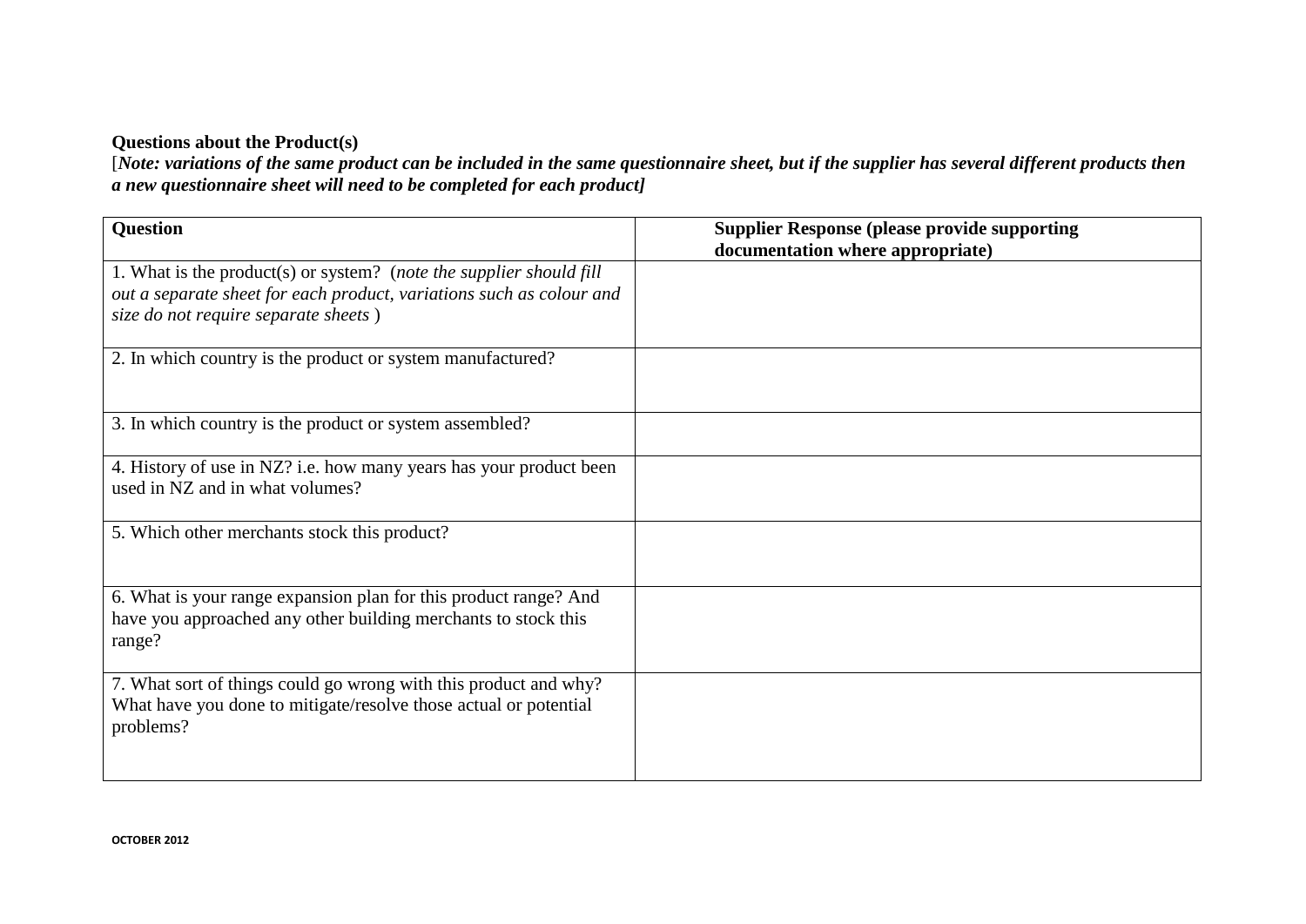**Questions about the Product(s)**

[***Note: variations of the same product can be included in the same questionnaire sheet, but if the supplier has several different products then a new questionnaire sheet will need to be completed for each product]***

| **Question** | **Supplier Response (please provide supporting documentation where appropriate)** |
|---|---|
| 1. What is the product(s) or system? (*note the supplier should fill out a separate sheet for each product, variations such as colour and size do not require separate sheets* ) | |
| 2. In which country is the product or system manufactured? | |
| 3. In which country is the product or system assembled? | |
| 4. History of use in NZ? i.e. how many years has your product been used in NZ and in what volumes? | |
| 5. Which other merchants stock this product? | |
| 6. What is your range expansion plan for this product range? And have you approached any other building merchants to stock this range? | |
| 7. What sort of things could go wrong with this product and why? What have you done to mitigate/resolve those actual or potential problems? | |

OCTOBER 2012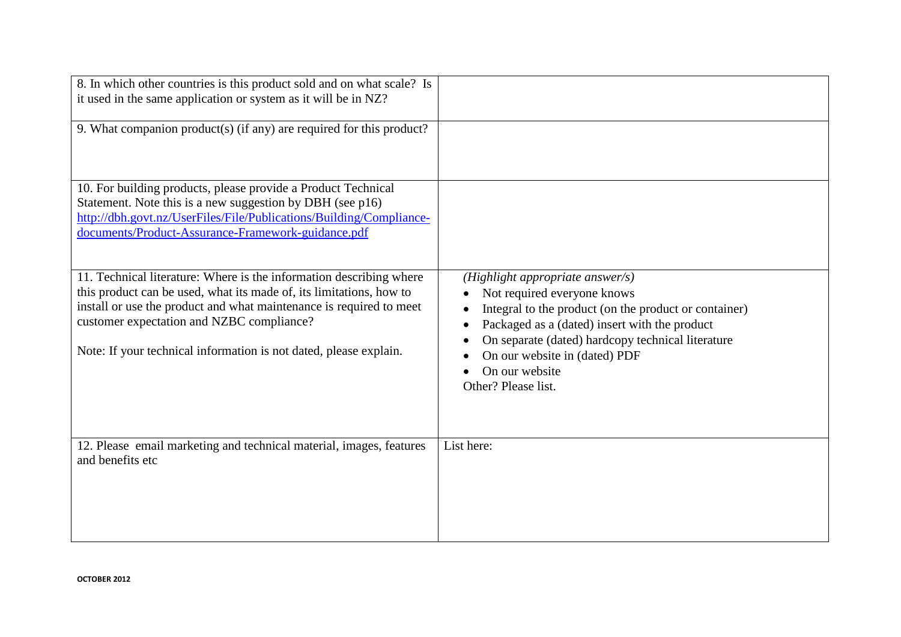| | |
|---|---|
| 8. In which other countries is this product sold and on what scale? Is it used in the same application or system as it will be in NZ? | |
| 9. What companion product(s) (if any) are required for this product? | |
| 10. For building products, please provide a Product Technical Statement. Note this is a new suggestion by DBH (see p16) [http://dbh.govt.nz/UserFiles/File/Publications/Building/Compliance-documents/Product-Assurance-Framework-guidance.pdf](http://dbh.govt.nz/UserFiles/File/Publications/Building/Compliance-documents/Product-Assurance-Framework-guidance.pdf) | |
| 11. Technical literature: Where is the information describing where this product can be used, what its made of, its limitations, how to install or use the product and what maintenance is required to meet customer expectation and NZBC compliance?<br><br>Note: If your technical information is not dated, please explain. | *(Highlight appropriate answer/s)*<br>• Not required everyone knows<br>• Integral to the product (on the product or container)<br>• Packaged as a (dated) insert with the product<br>• On separate (dated) hardcopy technical literature<br>• On our website in (dated) PDF<br>• On our website<br>Other? Please list. |
| 12. Please email marketing and technical material, images, features and benefits etc | List here: |

OCTOBER 2012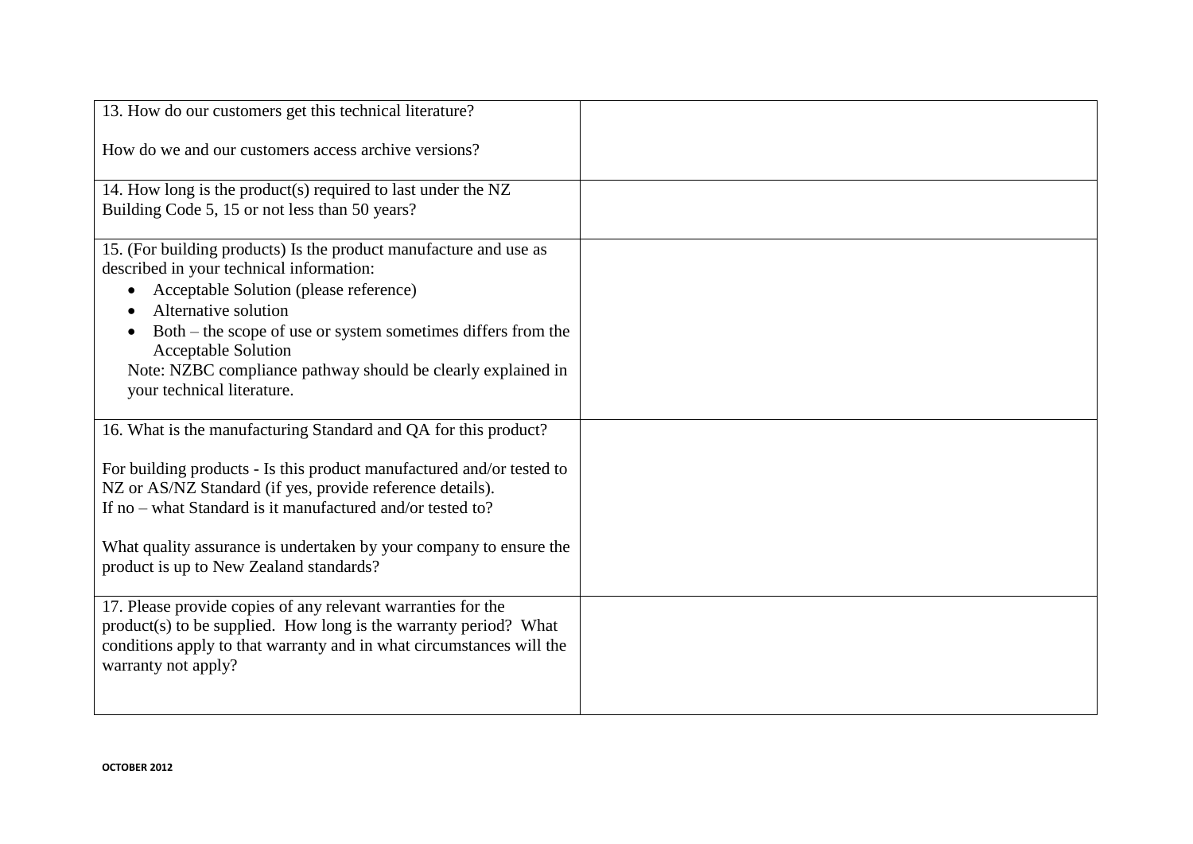| | |
|---|---|
| 13. How do our customers get this technical literature?<br><br>How do we and our customers access archive versions? | |
| 14. How long is the product(s) required to last under the NZ Building Code 5, 15 or not less than 50 years? | |
| 15. (For building products) Is the product manufacture and use as described in your technical information:<br>• Acceptable Solution (please reference)<br>• Alternative solution<br>• Both – the scope of use or system sometimes differs from the Acceptable Solution<br>Note: NZBC compliance pathway should be clearly explained in your technical literature. | |
| 16. What is the manufacturing Standard and QA for this product?<br><br>For building products - Is this product manufactured and/or tested to NZ or AS/NZ Standard (if yes, provide reference details).<br>If no – what Standard is it manufactured and/or tested to?<br><br>What quality assurance is undertaken by your company to ensure the product is up to New Zealand standards? | |
| 17. Please provide copies of any relevant warranties for the product(s) to be supplied. How long is the warranty period? What conditions apply to that warranty and in what circumstances will the warranty not apply? | |

**OCTOBER 2012**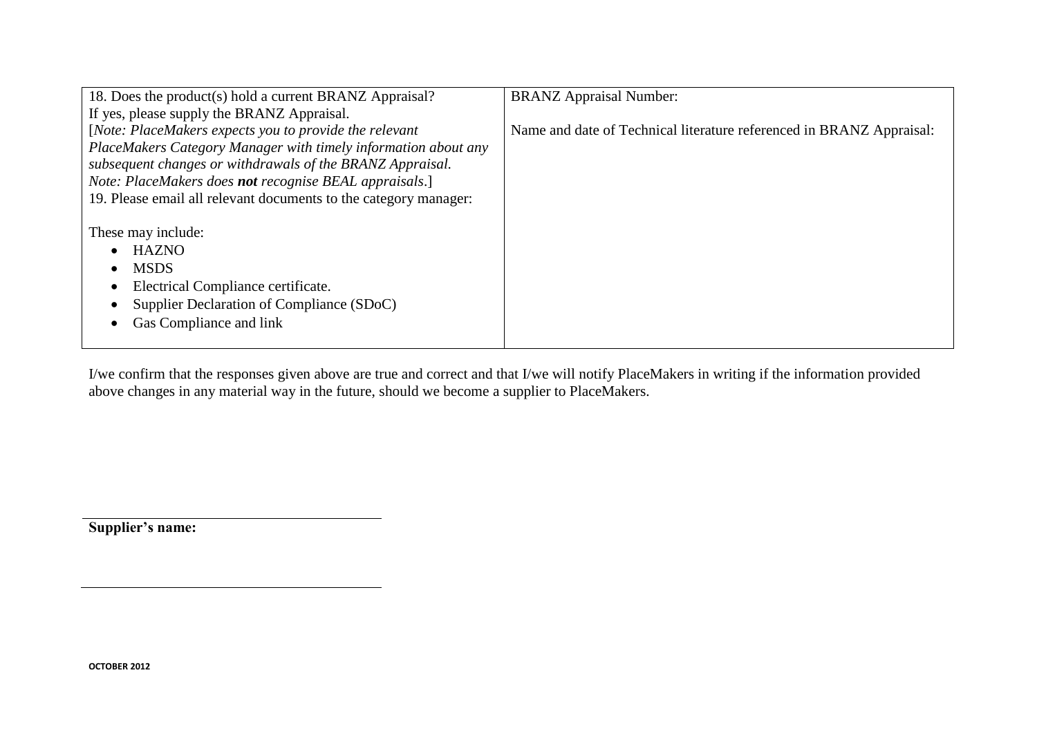| 18. Does the product(s) hold a current BRANZ Appraisal?<br>If yes, please supply the BRANZ Appraisal.<br>[*Note: PlaceMakers expects you to provide the relevant PlaceMakers Category Manager with timely information about any subsequent changes or withdrawals of the BRANZ Appraisal.*<br>*Note: PlaceMakers does **not** recognise BEAL appraisals*.]<br>19. Please email all relevant documents to the category manager:<br><br>These may include:<br>• HAZNO<br>• MSDS<br>• Electrical Compliance certificate.<br>• Supplier Declaration of Compliance (SDoC)<br>• Gas Compliance and link | BRANZ Appraisal Number:<br><br>Name and date of Technical literature referenced in BRANZ Appraisal: |
|---|---|

I/we confirm that the responses given above are true and correct and that I/we will notify PlaceMakers in writing if the information provided above changes in any material way in the future, should we become a supplier to PlaceMakers.

______________________________

**Supplier's name:**

______________________________

**OCTOBER 2012**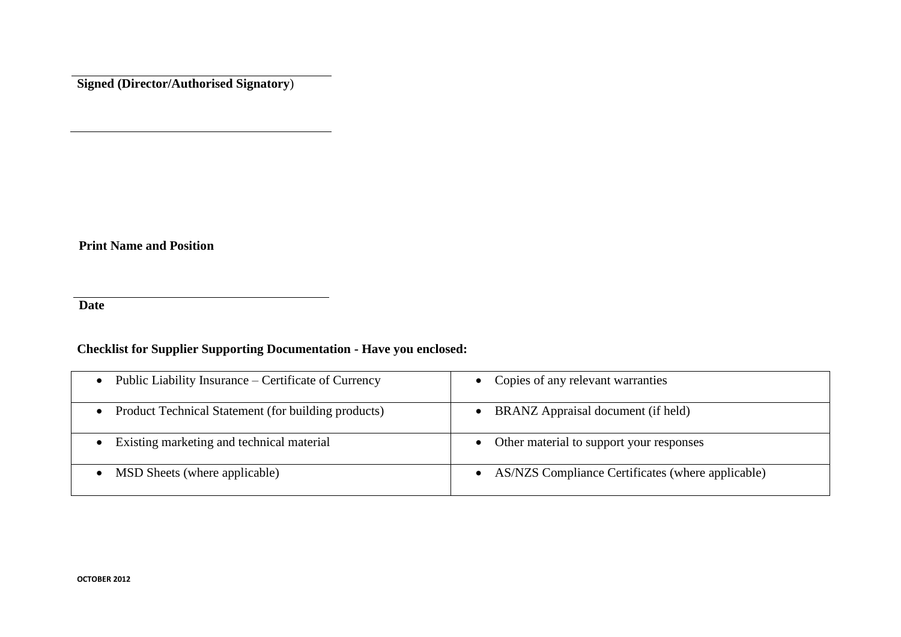**Signed (Director/Authorised Signatory**)

**Print Name and Position**

**Date**

**Checklist for Supplier Supporting Documentation - Have you enclosed:**

| | |
|---|---|
| • Public Liability Insurance – Certificate of Currency | • Copies of any relevant warranties |
| • Product Technical Statement (for building products) | • BRANZ Appraisal document (if held) |
| • Existing marketing and technical material | • Other material to support your responses |
| • MSD Sheets (where applicable) | • AS/NZS Compliance Certificates (where applicable) |

**OCTOBER 2012**